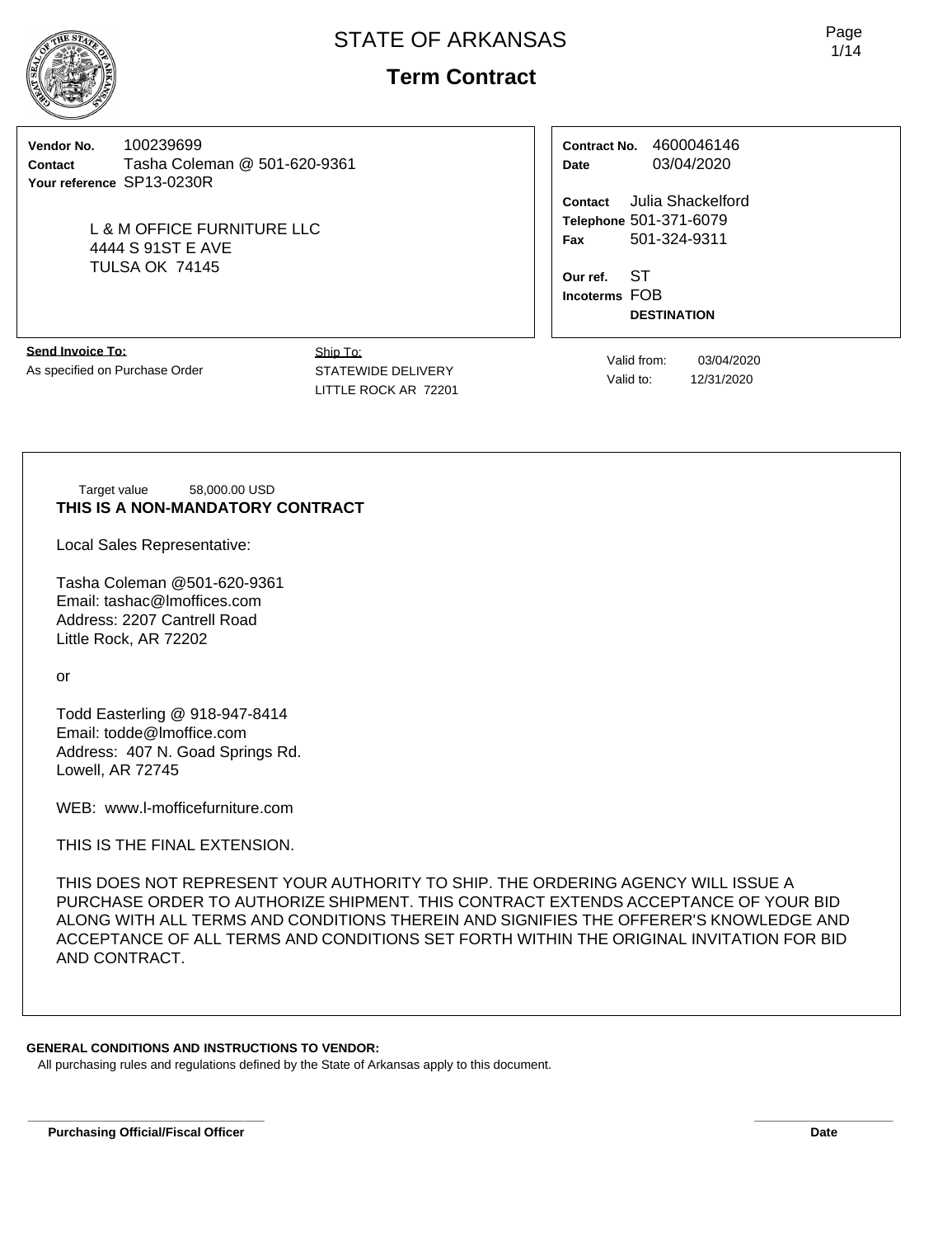# STATE OF ARKANSAS

## Term Contract

**Vendor No.** 100239699
**Contact** Tasha Coleman @ 501-620-9361
**Your reference** SP13-0230R

L & M OFFICE FURNITURE LLC
4444 S 91ST E AVE
TULSA OK 74145

**Contract No.** 4600046146
**Date** 03/04/2020

**Contact** Julia Shackelford
**Telephone** 501-371-6079
**Fax** 501-324-9311

**Our ref.** ST
**Incoterms** FOB
**DESTINATION**

**Send Invoice To:**
As specified on Purchase Order

Ship To:
STATEWIDE DELIVERY
LITTLE ROCK AR 72201

Valid from: 03/04/2020
Valid to: 12/31/2020

Target value 58,000.00 USD

**THIS IS A NON-MANDATORY CONTRACT**

Local Sales Representative:

Tasha Coleman @501-620-9361
Email: tashac@lmoffices.com
Address: 2207 Cantrell Road
Little Rock, AR 72202

or

Todd Easterling @ 918-947-8414
Email: todde@lmoffice.com
Address: 407 N. Goad Springs Rd.
Lowell, AR 72745

WEB: www.l-mofficefurniture.com

THIS IS THE FINAL EXTENSION.

THIS DOES NOT REPRESENT YOUR AUTHORITY TO SHIP. THE ORDERING AGENCY WILL ISSUE A PURCHASE ORDER TO AUTHORIZE SHIPMENT. THIS CONTRACT EXTENDS ACCEPTANCE OF YOUR BID ALONG WITH ALL TERMS AND CONDITIONS THEREIN AND SIGNIFIES THE OFFERER'S KNOWLEDGE AND ACCEPTANCE OF ALL TERMS AND CONDITIONS SET FORTH WITHIN THE ORIGINAL INVITATION FOR BID AND CONTRACT.

**GENERAL CONDITIONS AND INSTRUCTIONS TO VENDOR:**

All purchasing rules and regulations defined by the State of Arkansas apply to this document.

**Purchasing Official/Fiscal Officer** **Date**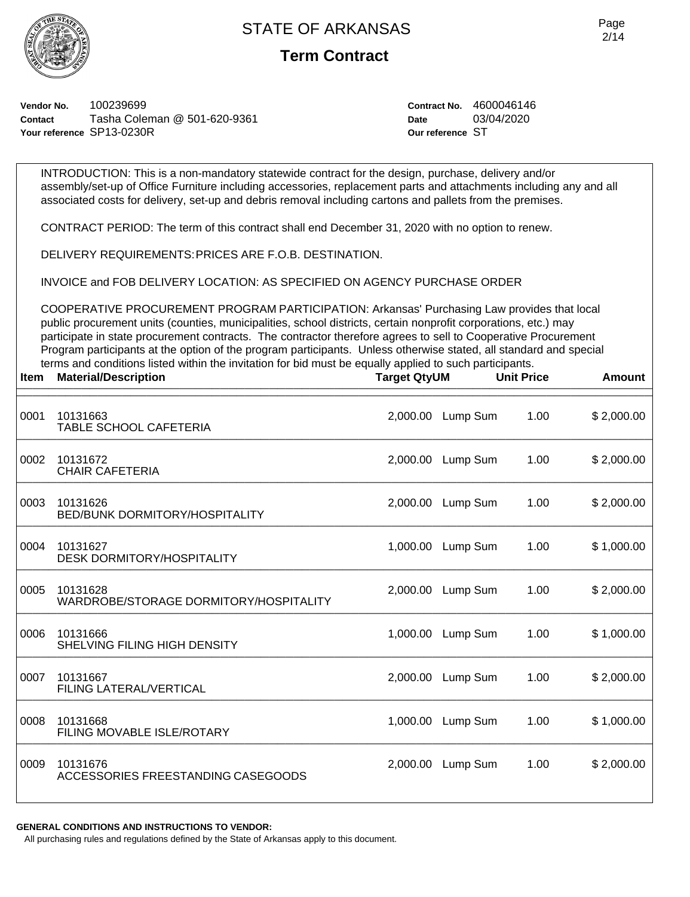# STATE OF ARKANSAS

## Term Contract

**Vendor No.** 100239699
**Contact** Tasha Coleman @ 501-620-9361
**Your reference** SP13-0230R

**Contract No.** 4600046146
**Date** 03/04/2020
**Our reference** ST

INTRODUCTION: This is a non-mandatory statewide contract for the design, purchase, delivery and/or assembly/set-up of Office Furniture including accessories, replacement parts and attachments including any and all associated costs for delivery, set-up and debris removal including cartons and pallets from the premises.

CONTRACT PERIOD: The term of this contract shall end December 31, 2020 with no option to renew.

DELIVERY REQUIREMENTS: PRICES ARE F.O.B. DESTINATION.

INVOICE and FOB DELIVERY LOCATION: AS SPECIFIED ON AGENCY PURCHASE ORDER

COOPERATIVE PROCUREMENT PROGRAM PARTICIPATION: Arkansas' Purchasing Law provides that local public procurement units (counties, municipalities, school districts, certain nonprofit corporations, etc.) may participate in state procurement contracts. The contractor therefore agrees to sell to Cooperative Procurement Program participants at the option of the program participants. Unless otherwise stated, all standard and special terms and conditions listed within the invitation for bid must be equally applied to such participants.

| Item | Material/Description | Target Qty | UM | Unit Price | Amount |
|---|---|---|---|---|---|
| 0001 | 10131663<br>TABLE SCHOOL CAFETERIA | 2,000.00 | Lump Sum | 1.00 | $ 2,000.00 |
| 0002 | 10131672<br>CHAIR CAFETERIA | 2,000.00 | Lump Sum | 1.00 | $ 2,000.00 |
| 0003 | 10131626<br>BED/BUNK DORMITORY/HOSPITALITY | 2,000.00 | Lump Sum | 1.00 | $ 2,000.00 |
| 0004 | 10131627<br>DESK DORMITORY/HOSPITALITY | 1,000.00 | Lump Sum | 1.00 | $ 1,000.00 |
| 0005 | 10131628<br>WARDROBE/STORAGE DORMITORY/HOSPITALITY | 2,000.00 | Lump Sum | 1.00 | $ 2,000.00 |
| 0006 | 10131666<br>SHELVING FILING HIGH DENSITY | 1,000.00 | Lump Sum | 1.00 | $ 1,000.00 |
| 0007 | 10131667<br>FILING LATERAL/VERTICAL | 2,000.00 | Lump Sum | 1.00 | $ 2,000.00 |
| 0008 | 10131668<br>FILING MOVABLE ISLE/ROTARY | 1,000.00 | Lump Sum | 1.00 | $ 1,000.00 |
| 0009 | 10131676<br>ACCESSORIES FREESTANDING CASEGOODS | 2,000.00 | Lump Sum | 1.00 | $ 2,000.00 |

**GENERAL CONDITIONS AND INSTRUCTIONS TO VENDOR:**

All purchasing rules and regulations defined by the State of Arkansas apply to this document.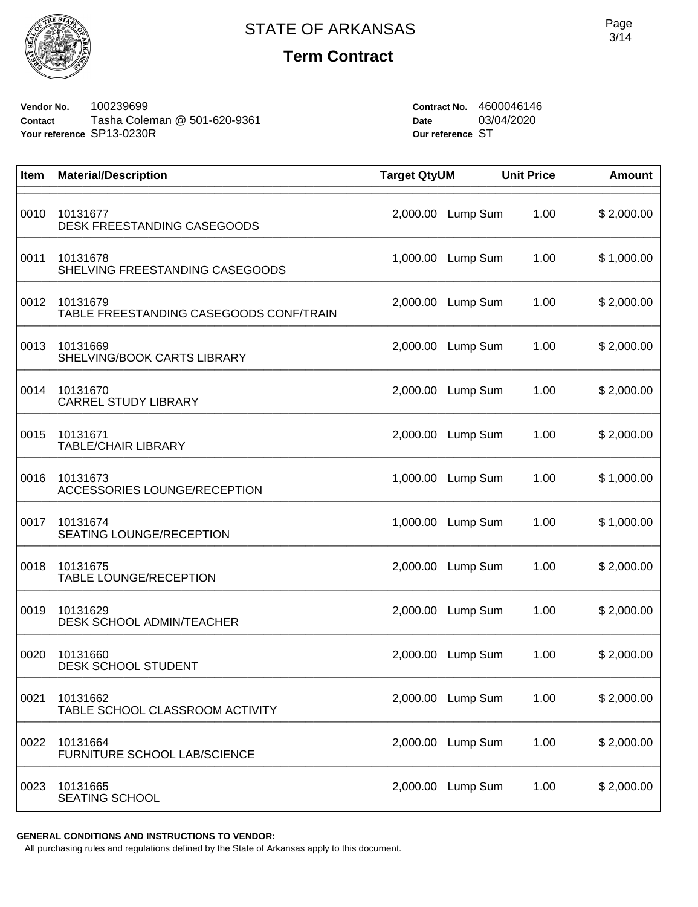# STATE OF ARKANSAS

## Term Contract

**Vendor No.** 100239699
**Contact** Tasha Coleman @ 501-620-9361
**Your reference** SP13-0230R

**Contract No.** 4600046146
**Date** 03/04/2020
**Our reference** ST

| Item | Material/Description | Target Qty | UM | Unit Price | Amount |
|---|---|---|---|---|---|
| 0010 | 10131677<br>DESK FREESTANDING CASEGOODS | 2,000.00 | Lump Sum | 1.00 | $ 2,000.00 |
| 0011 | 10131678<br>SHELVING FREESTANDING CASEGOODS | 1,000.00 | Lump Sum | 1.00 | $ 1,000.00 |
| 0012 | 10131679<br>TABLE FREESTANDING CASEGOODS CONF/TRAIN | 2,000.00 | Lump Sum | 1.00 | $ 2,000.00 |
| 0013 | 10131669<br>SHELVING/BOOK CARTS LIBRARY | 2,000.00 | Lump Sum | 1.00 | $ 2,000.00 |
| 0014 | 10131670<br>CARREL STUDY LIBRARY | 2,000.00 | Lump Sum | 1.00 | $ 2,000.00 |
| 0015 | 10131671<br>TABLE/CHAIR LIBRARY | 2,000.00 | Lump Sum | 1.00 | $ 2,000.00 |
| 0016 | 10131673<br>ACCESSORIES LOUNGE/RECEPTION | 1,000.00 | Lump Sum | 1.00 | $ 1,000.00 |
| 0017 | 10131674<br>SEATING LOUNGE/RECEPTION | 1,000.00 | Lump Sum | 1.00 | $ 1,000.00 |
| 0018 | 10131675<br>TABLE LOUNGE/RECEPTION | 2,000.00 | Lump Sum | 1.00 | $ 2,000.00 |
| 0019 | 10131629<br>DESK SCHOOL ADMIN/TEACHER | 2,000.00 | Lump Sum | 1.00 | $ 2,000.00 |
| 0020 | 10131660<br>DESK SCHOOL STUDENT | 2,000.00 | Lump Sum | 1.00 | $ 2,000.00 |
| 0021 | 10131662<br>TABLE SCHOOL CLASSROOM ACTIVITY | 2,000.00 | Lump Sum | 1.00 | $ 2,000.00 |
| 0022 | 10131664<br>FURNITURE SCHOOL LAB/SCIENCE | 2,000.00 | Lump Sum | 1.00 | $ 2,000.00 |
| 0023 | 10131665<br>SEATING SCHOOL | 2,000.00 | Lump Sum | 1.00 | $ 2,000.00 |

**GENERAL CONDITIONS AND INSTRUCTIONS TO VENDOR:**
All purchasing rules and regulations defined by the State of Arkansas apply to this document.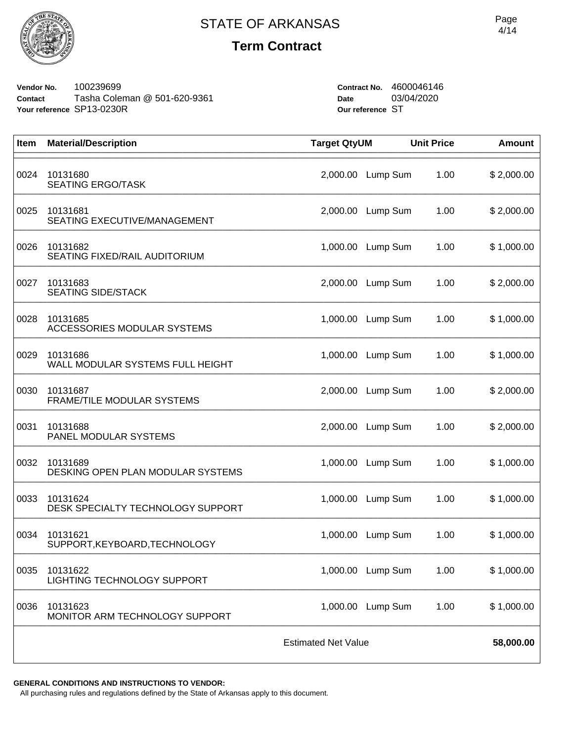# STATE OF ARKANSAS

## Term Contract

**Vendor No.** 100239699
**Contact** Tasha Coleman @ 501-620-9361
**Your reference** SP13-0230R

**Contract No.** 4600046146
**Date** 03/04/2020
**Our reference** ST

| Item | Material/Description | Target Qty | UM | Unit Price | Amount |
|---|---|---|---|---|---|
| 0024 | 10131680<br>SEATING ERGO/TASK | 2,000.00 | Lump Sum | 1.00 | $ 2,000.00 |
| 0025 | 10131681<br>SEATING EXECUTIVE/MANAGEMENT | 2,000.00 | Lump Sum | 1.00 | $ 2,000.00 |
| 0026 | 10131682<br>SEATING FIXED/RAIL AUDITORIUM | 1,000.00 | Lump Sum | 1.00 | $ 1,000.00 |
| 0027 | 10131683<br>SEATING SIDE/STACK | 2,000.00 | Lump Sum | 1.00 | $ 2,000.00 |
| 0028 | 10131685<br>ACCESSORIES MODULAR SYSTEMS | 1,000.00 | Lump Sum | 1.00 | $ 1,000.00 |
| 0029 | 10131686<br>WALL MODULAR SYSTEMS FULL HEIGHT | 1,000.00 | Lump Sum | 1.00 | $ 1,000.00 |
| 0030 | 10131687<br>FRAME/TILE MODULAR SYSTEMS | 2,000.00 | Lump Sum | 1.00 | $ 2,000.00 |
| 0031 | 10131688<br>PANEL MODULAR SYSTEMS | 2,000.00 | Lump Sum | 1.00 | $ 2,000.00 |
| 0032 | 10131689<br>DESKING OPEN PLAN MODULAR SYSTEMS | 1,000.00 | Lump Sum | 1.00 | $ 1,000.00 |
| 0033 | 10131624<br>DESK SPECIALTY TECHNOLOGY SUPPORT | 1,000.00 | Lump Sum | 1.00 | $ 1,000.00 |
| 0034 | 10131621<br>SUPPORT,KEYBOARD,TECHNOLOGY | 1,000.00 | Lump Sum | 1.00 | $ 1,000.00 |
| 0035 | 10131622<br>LIGHTING TECHNOLOGY SUPPORT | 1,000.00 | Lump Sum | 1.00 | $ 1,000.00 |
| 0036 | 10131623<br>MONITOR ARM TECHNOLOGY SUPPORT | 1,000.00 | Lump Sum | 1.00 | $ 1,000.00 |
| | | Estimated Net Value | | | **58,000.00** |

**GENERAL CONDITIONS AND INSTRUCTIONS TO VENDOR:**

All purchasing rules and regulations defined by the State of Arkansas apply to this document.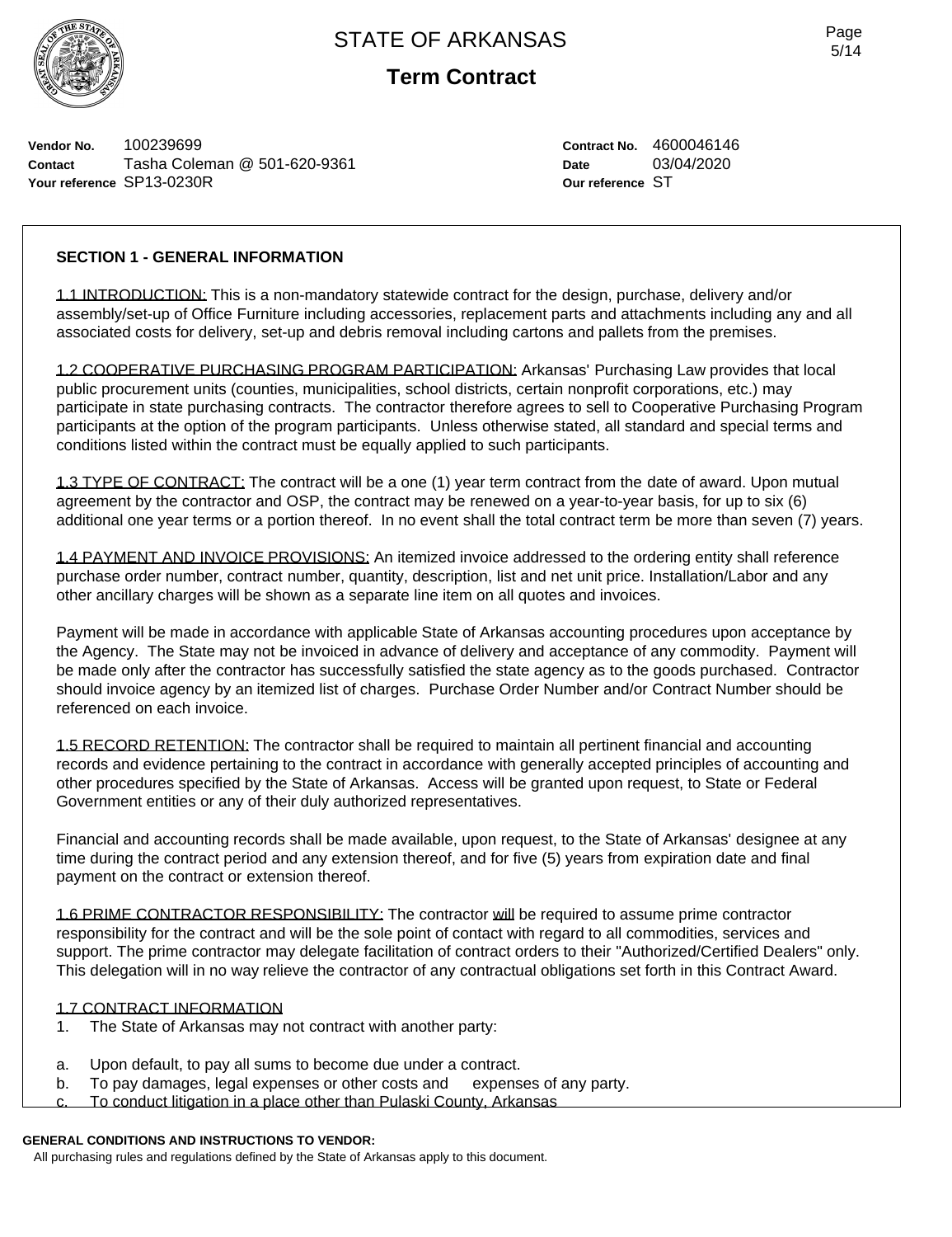STATE OF ARKANSAS

**Term Contract**

**Vendor No.** 100239699
**Contact** Tasha Coleman @ 501-620-9361
**Your reference** SP13-0230R

**Contract No.** 4600046146
**Date** 03/04/2020
**Our reference** ST

**SECTION 1 - GENERAL INFORMATION**

1.1 INTRODUCTION: This is a non-mandatory statewide contract for the design, purchase, delivery and/or assembly/set-up of Office Furniture including accessories, replacement parts and attachments including any and all associated costs for delivery, set-up and debris removal including cartons and pallets from the premises.

1.2 COOPERATIVE PURCHASING PROGRAM PARTICIPATION: Arkansas' Purchasing Law provides that local public procurement units (counties, municipalities, school districts, certain nonprofit corporations, etc.) may participate in state purchasing contracts. The contractor therefore agrees to sell to Cooperative Purchasing Program participants at the option of the program participants. Unless otherwise stated, all standard and special terms and conditions listed within the contract must be equally applied to such participants.

1.3 TYPE OF CONTRACT: The contract will be a one (1) year term contract from the date of award. Upon mutual agreement by the contractor and OSP, the contract may be renewed on a year-to-year basis, for up to six (6) additional one year terms or a portion thereof. In no event shall the total contract term be more than seven (7) years.

1.4 PAYMENT AND INVOICE PROVISIONS: An itemized invoice addressed to the ordering entity shall reference purchase order number, contract number, quantity, description, list and net unit price. Installation/Labor and any other ancillary charges will be shown as a separate line item on all quotes and invoices.

Payment will be made in accordance with applicable State of Arkansas accounting procedures upon acceptance by the Agency. The State may not be invoiced in advance of delivery and acceptance of any commodity. Payment will be made only after the contractor has successfully satisfied the state agency as to the goods purchased. Contractor should invoice agency by an itemized list of charges. Purchase Order Number and/or Contract Number should be referenced on each invoice.

1.5 RECORD RETENTION: The contractor shall be required to maintain all pertinent financial and accounting records and evidence pertaining to the contract in accordance with generally accepted principles of accounting and other procedures specified by the State of Arkansas. Access will be granted upon request, to State or Federal Government entities or any of their duly authorized representatives.

Financial and accounting records shall be made available, upon request, to the State of Arkansas' designee at any time during the contract period and any extension thereof, and for five (5) years from expiration date and final payment on the contract or extension thereof.

1.6 PRIME CONTRACTOR RESPONSIBILITY: The contractor will be required to assume prime contractor responsibility for the contract and will be the sole point of contact with regard to all commodities, services and support. The prime contractor may delegate facilitation of contract orders to their "Authorized/Certified Dealers" only. This delegation will in no way relieve the contractor of any contractual obligations set forth in this Contract Award.

1.7 CONTRACT INFORMATION

1. The State of Arkansas may not contract with another party:

a. Upon default, to pay all sums to become due under a contract.
b. To pay damages, legal expenses or other costs and expenses of any party.
c. To conduct litigation in a place other than Pulaski County, Arkansas

**GENERAL CONDITIONS AND INSTRUCTIONS TO VENDOR:**
All purchasing rules and regulations defined by the State of Arkansas apply to this document.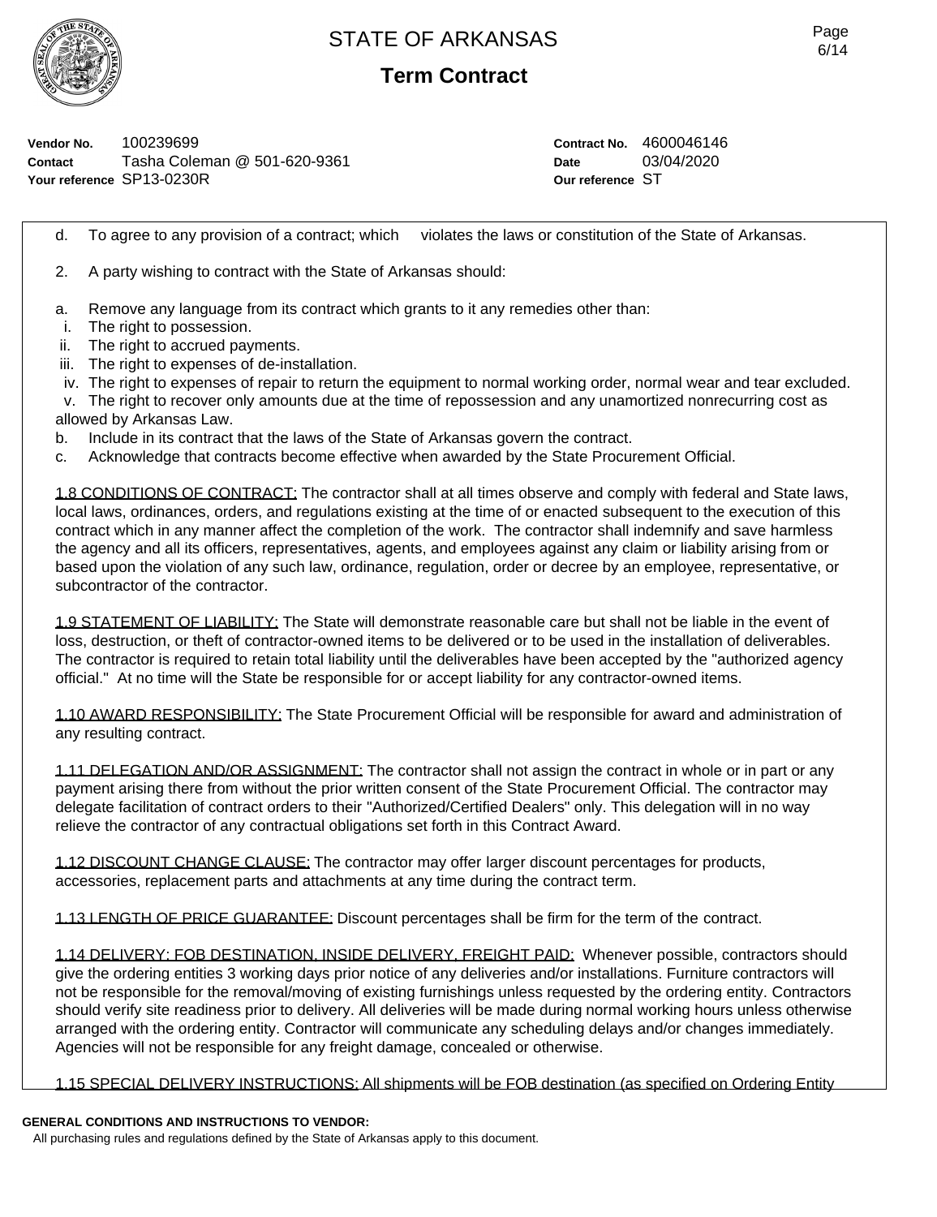STATE OF ARKANSAS

**Term Contract**

**Vendor No.** 100239699
**Contact** Tasha Coleman @ 501-620-9361
**Your reference** SP13-0230R

**Contract No.** 4600046146
**Date** 03/04/2020
**Our reference** ST

d. To agree to any provision of a contract; which violates the laws or constitution of the State of Arkansas.

2. A party wishing to contract with the State of Arkansas should:

a. Remove any language from its contract which grants to it any remedies other than:
 i. The right to possession.
 ii. The right to accrued payments.
 iii. The right to expenses of de-installation.
 iv. The right to expenses of repair to return the equipment to normal working order, normal wear and tear excluded.
 v. The right to recover only amounts due at the time of repossession and any unamortized nonrecurring cost as allowed by Arkansas Law.

b. Include in its contract that the laws of the State of Arkansas govern the contract.

c. Acknowledge that contracts become effective when awarded by the State Procurement Official.

1.8 CONDITIONS OF CONTRACT: The contractor shall at all times observe and comply with federal and State laws, local laws, ordinances, orders, and regulations existing at the time of or enacted subsequent to the execution of this contract which in any manner affect the completion of the work. The contractor shall indemnify and save harmless the agency and all its officers, representatives, agents, and employees against any claim or liability arising from or based upon the violation of any such law, ordinance, regulation, order or decree by an employee, representative, or subcontractor of the contractor.

1.9 STATEMENT OF LIABILITY: The State will demonstrate reasonable care but shall not be liable in the event of loss, destruction, or theft of contractor-owned items to be delivered or to be used in the installation of deliverables. The contractor is required to retain total liability until the deliverables have been accepted by the "authorized agency official." At no time will the State be responsible for or accept liability for any contractor-owned items.

1.10 AWARD RESPONSIBILITY: The State Procurement Official will be responsible for award and administration of any resulting contract.

1.11 DELEGATION AND/OR ASSIGNMENT: The contractor shall not assign the contract in whole or in part or any payment arising there from without the prior written consent of the State Procurement Official. The contractor may delegate facilitation of contract orders to their "Authorized/Certified Dealers" only. This delegation will in no way relieve the contractor of any contractual obligations set forth in this Contract Award.

1.12 DISCOUNT CHANGE CLAUSE: The contractor may offer larger discount percentages for products, accessories, replacement parts and attachments at any time during the contract term.

1.13 LENGTH OF PRICE GUARANTEE: Discount percentages shall be firm for the term of the contract.

1.14 DELIVERY: FOB DESTINATION, INSIDE DELIVERY, FREIGHT PAID: Whenever possible, contractors should give the ordering entities 3 working days prior notice of any deliveries and/or installations. Furniture contractors will not be responsible for the removal/moving of existing furnishings unless requested by the ordering entity. Contractors should verify site readiness prior to delivery. All deliveries will be made during normal working hours unless otherwise arranged with the ordering entity. Contractor will communicate any scheduling delays and/or changes immediately. Agencies will not be responsible for any freight damage, concealed or otherwise.

1.15 SPECIAL DELIVERY INSTRUCTIONS: All shipments will be FOB destination (as specified on Ordering Entity

**GENERAL CONDITIONS AND INSTRUCTIONS TO VENDOR:**
All purchasing rules and regulations defined by the State of Arkansas apply to this document.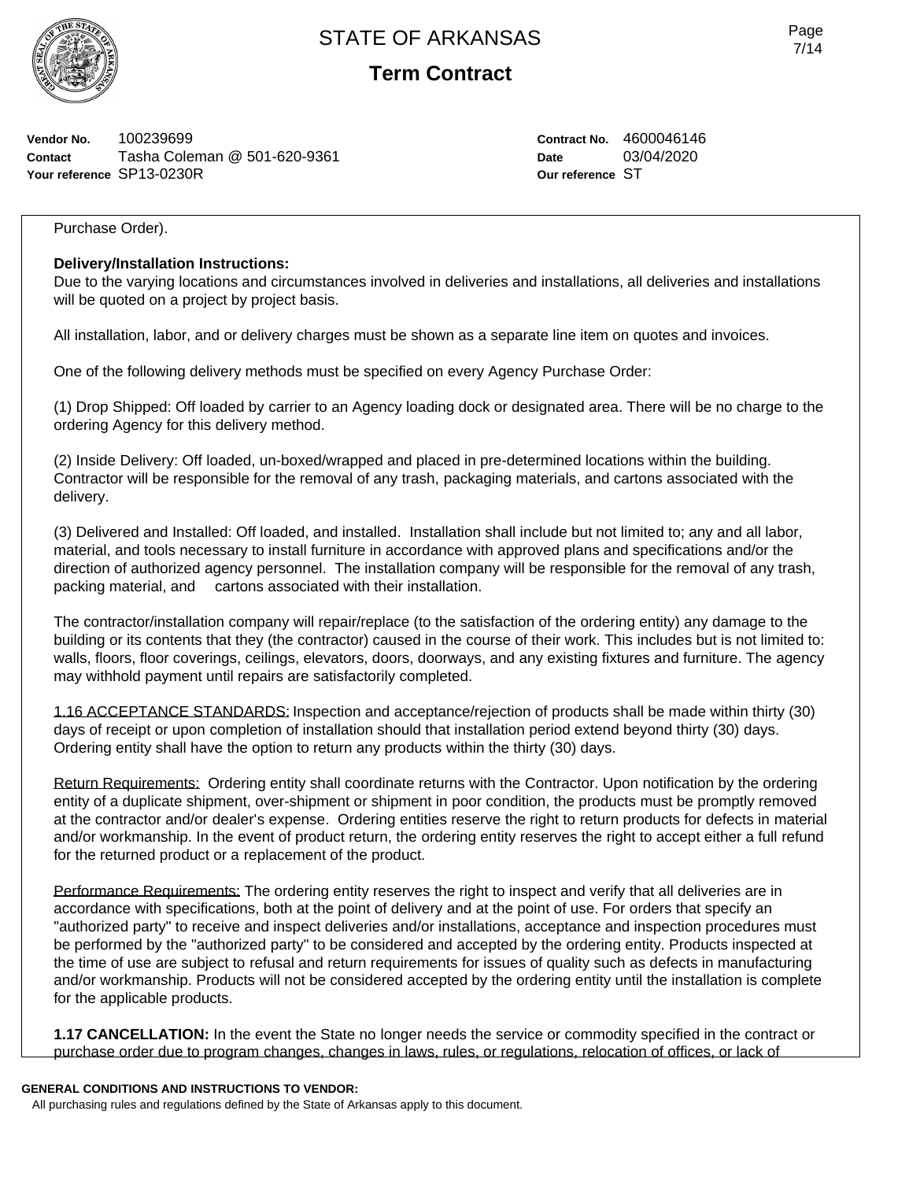Vendor No. 100239699
Contact Tasha Coleman @ 501-620-9361
Your reference SP13-0230R

Contract No. 4600046146
Date 03/04/2020
Our reference ST

Purchase Order).

**Delivery/Installation Instructions:**
Due to the varying locations and circumstances involved in deliveries and installations, all deliveries and installations will be quoted on a project by project basis.

All installation, labor, and or delivery charges must be shown as a separate line item on quotes and invoices.

One of the following delivery methods must be specified on every Agency Purchase Order:

(1) Drop Shipped: Off loaded by carrier to an Agency loading dock or designated area. There will be no charge to the ordering Agency for this delivery method.

(2) Inside Delivery: Off loaded, un-boxed/wrapped and placed in pre-determined locations within the building. Contractor will be responsible for the removal of any trash, packaging materials, and cartons associated with the delivery.

(3) Delivered and Installed: Off loaded, and installed. Installation shall include but not limited to; any and all labor, material, and tools necessary to install furniture in accordance with approved plans and specifications and/or the direction of authorized agency personnel. The installation company will be responsible for the removal of any trash, packing material, and cartons associated with their installation.

The contractor/installation company will repair/replace (to the satisfaction of the ordering entity) any damage to the building or its contents that they (the contractor) caused in the course of their work. This includes but is not limited to: walls, floors, floor coverings, ceilings, elevators, doors, doorways, and any existing fixtures and furniture. The agency may withhold payment until repairs are satisfactorily completed.

1.16 ACCEPTANCE STANDARDS: Inspection and acceptance/rejection of products shall be made within thirty (30) days of receipt or upon completion of installation should that installation period extend beyond thirty (30) days. Ordering entity shall have the option to return any products within the thirty (30) days.

Return Requirements: Ordering entity shall coordinate returns with the Contractor. Upon notification by the ordering entity of a duplicate shipment, over-shipment or shipment in poor condition, the products must be promptly removed at the contractor and/or dealer's expense. Ordering entities reserve the right to return products for defects in material and/or workmanship. In the event of product return, the ordering entity reserves the right to accept either a full refund for the returned product or a replacement of the product.

Performance Requirements: The ordering entity reserves the right to inspect and verify that all deliveries are in accordance with specifications, both at the point of delivery and at the point of use. For orders that specify an "authorized party" to receive and inspect deliveries and/or installations, acceptance and inspection procedures must be performed by the "authorized party" to be considered and accepted by the ordering entity. Products inspected at the time of use are subject to refusal and return requirements for issues of quality such as defects in manufacturing and/or workmanship. Products will not be considered accepted by the ordering entity until the installation is complete for the applicable products.

**1.17 CANCELLATION:** In the event the State no longer needs the service or commodity specified in the contract or purchase order due to program changes, changes in laws, rules, or regulations, relocation of offices, or lack of

**GENERAL CONDITIONS AND INSTRUCTIONS TO VENDOR:**
All purchasing rules and regulations defined by the State of Arkansas apply to this document.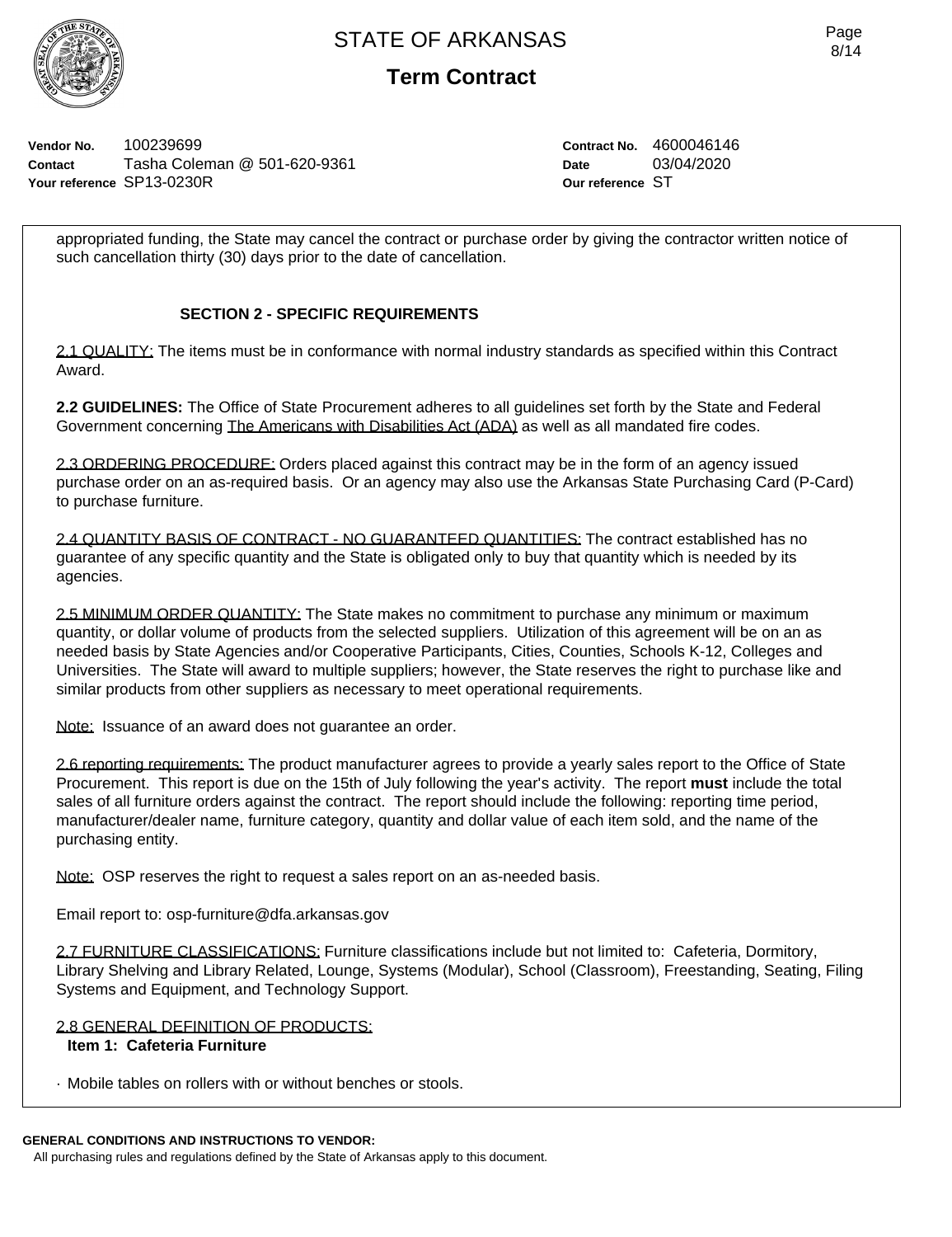**Vendor No.** 100239699
**Contact** Tasha Coleman @ 501-620-9361
**Your reference** SP13-0230R

**Contract No.** 4600046146
**Date** 03/04/2020
**Our reference** ST

appropriated funding, the State may cancel the contract or purchase order by giving the contractor written notice of such cancellation thirty (30) days prior to the date of cancellation.

## SECTION 2 - SPECIFIC REQUIREMENTS

2.1 QUALITY: The items must be in conformance with normal industry standards as specified within this Contract Award.

**2.2 GUIDELINES:** The Office of State Procurement adheres to all guidelines set forth by the State and Federal Government concerning The Americans with Disabilities Act (ADA) as well as all mandated fire codes.

2.3 ORDERING PROCEDURE: Orders placed against this contract may be in the form of an agency issued purchase order on an as-required basis. Or an agency may also use the Arkansas State Purchasing Card (P-Card) to purchase furniture.

2.4 QUANTITY BASIS OF CONTRACT - NO GUARANTEED QUANTITIES: The contract established has no guarantee of any specific quantity and the State is obligated only to buy that quantity which is needed by its agencies.

2.5 MINIMUM ORDER QUANTITY: The State makes no commitment to purchase any minimum or maximum quantity, or dollar volume of products from the selected suppliers. Utilization of this agreement will be on an as needed basis by State Agencies and/or Cooperative Participants, Cities, Counties, Schools K-12, Colleges and Universities. The State will award to multiple suppliers; however, the State reserves the right to purchase like and similar products from other suppliers as necessary to meet operational requirements.

Note: Issuance of an award does not guarantee an order.

2.6 reporting requirements: The product manufacturer agrees to provide a yearly sales report to the Office of State Procurement. This report is due on the 15th of July following the year's activity. The report **must** include the total sales of all furniture orders against the contract. The report should include the following: reporting time period, manufacturer/dealer name, furniture category, quantity and dollar value of each item sold, and the name of the purchasing entity.

Note: OSP reserves the right to request a sales report on an as-needed basis.

Email report to: osp-furniture@dfa.arkansas.gov

2.7 FURNITURE CLASSIFICATIONS: Furniture classifications include but not limited to: Cafeteria, Dormitory, Library Shelving and Library Related, Lounge, Systems (Modular), School (Classroom), Freestanding, Seating, Filing Systems and Equipment, and Technology Support.

2.8 GENERAL DEFINITION OF PRODUCTS:

**Item 1: Cafeteria Furniture**

· Mobile tables on rollers with or without benches or stools.

**GENERAL CONDITIONS AND INSTRUCTIONS TO VENDOR:**
All purchasing rules and regulations defined by the State of Arkansas apply to this document.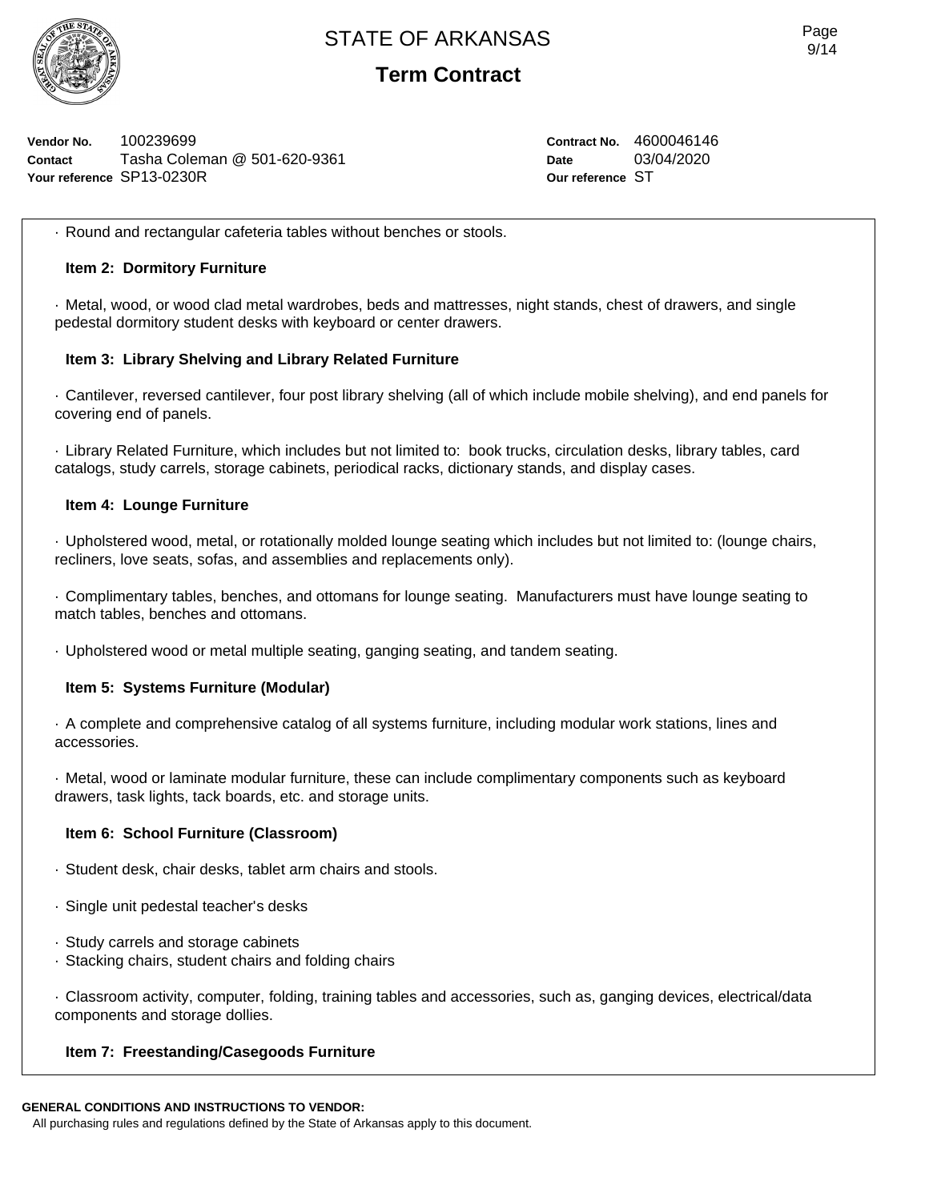**Vendor No.** 100239699
**Contact** Tasha Coleman @ 501-620-9361
**Your reference** SP13-0230R

**Contract No.** 4600046146
**Date** 03/04/2020
**Our reference** ST

· Round and rectangular cafeteria tables without benches or stools.

**Item 2: Dormitory Furniture**

· Metal, wood, or wood clad metal wardrobes, beds and mattresses, night stands, chest of drawers, and single pedestal dormitory student desks with keyboard or center drawers.

**Item 3: Library Shelving and Library Related Furniture**

· Cantilever, reversed cantilever, four post library shelving (all of which include mobile shelving), and end panels for covering end of panels.

· Library Related Furniture, which includes but not limited to: book trucks, circulation desks, library tables, card catalogs, study carrels, storage cabinets, periodical racks, dictionary stands, and display cases.

**Item 4: Lounge Furniture**

· Upholstered wood, metal, or rotationally molded lounge seating which includes but not limited to: (lounge chairs, recliners, love seats, sofas, and assemblies and replacements only).

· Complimentary tables, benches, and ottomans for lounge seating. Manufacturers must have lounge seating to match tables, benches and ottomans.

· Upholstered wood or metal multiple seating, ganging seating, and tandem seating.

**Item 5: Systems Furniture (Modular)**

· A complete and comprehensive catalog of all systems furniture, including modular work stations, lines and accessories.

· Metal, wood or laminate modular furniture, these can include complimentary components such as keyboard drawers, task lights, tack boards, etc. and storage units.

**Item 6: School Furniture (Classroom)**

· Student desk, chair desks, tablet arm chairs and stools.

· Single unit pedestal teacher's desks

· Study carrels and storage cabinets
· Stacking chairs, student chairs and folding chairs

· Classroom activity, computer, folding, training tables and accessories, such as, ganging devices, electrical/data components and storage dollies.

**Item 7: Freestanding/Casegoods Furniture**

**GENERAL CONDITIONS AND INSTRUCTIONS TO VENDOR:**
All purchasing rules and regulations defined by the State of Arkansas apply to this document.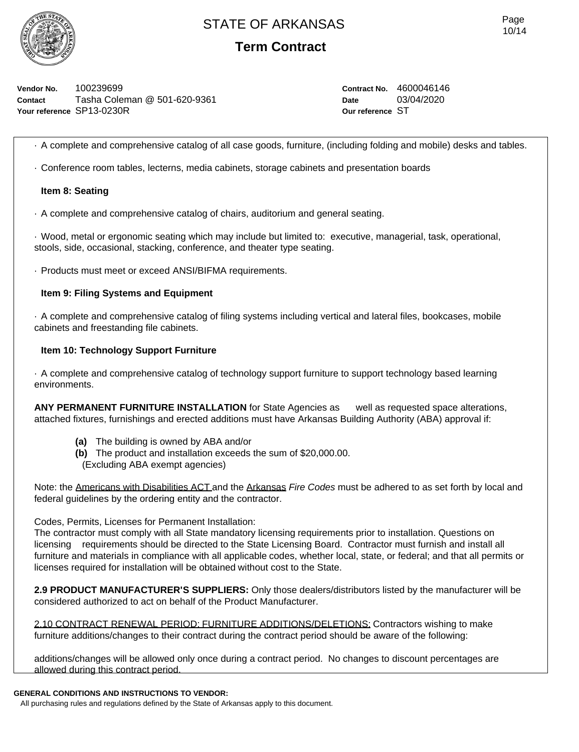Vendor No. 100239699
Contact Tasha Coleman @ 501-620-9361
Your reference SP13-0230R

Contract No. 4600046146
Date 03/04/2020
Our reference ST

· A complete and comprehensive catalog of all case goods, furniture, (including folding and mobile) desks and tables.

· Conference room tables, lecterns, media cabinets, storage cabinets and presentation boards

**Item 8: Seating**

· A complete and comprehensive catalog of chairs, auditorium and general seating.

· Wood, metal or ergonomic seating which may include but limited to: executive, managerial, task, operational, stools, side, occasional, stacking, conference, and theater type seating.

· Products must meet or exceed ANSI/BIFMA requirements.

**Item 9: Filing Systems and Equipment**

· A complete and comprehensive catalog of filing systems including vertical and lateral files, bookcases, mobile cabinets and freestanding file cabinets.

**Item 10: Technology Support Furniture**

· A complete and comprehensive catalog of technology support furniture to support technology based learning environments.

**ANY PERMANENT FURNITURE INSTALLATION** for State Agencies as well as requested space alterations, attached fixtures, furnishings and erected additions must have Arkansas Building Authority (ABA) approval if:

- **(a)** The building is owned by ABA and/or
- **(b)** The product and installation exceeds the sum of $20,000.00.
  (Excluding ABA exempt agencies)

Note: the Americans with Disabilities ACT and the Arkansas *Fire Codes* must be adhered to as set forth by local and federal guidelines by the ordering entity and the contractor.

Codes, Permits, Licenses for Permanent Installation:
The contractor must comply with all State mandatory licensing requirements prior to installation. Questions on licensing requirements should be directed to the State Licensing Board. Contractor must furnish and install all furniture and materials in compliance with all applicable codes, whether local, state, or federal; and that all permits or licenses required for installation will be obtained without cost to the State.

**2.9 PRODUCT MANUFACTURER'S SUPPLIERS:** Only those dealers/distributors listed by the manufacturer will be considered authorized to act on behalf of the Product Manufacturer.

2.10 CONTRACT RENEWAL PERIOD: FURNITURE ADDITIONS/DELETIONS: Contractors wishing to make furniture additions/changes to their contract during the contract period should be aware of the following:

additions/changes will be allowed only once during a contract period. No changes to discount percentages are allowed during this contract period.

**GENERAL CONDITIONS AND INSTRUCTIONS TO VENDOR:**
All purchasing rules and regulations defined by the State of Arkansas apply to this document.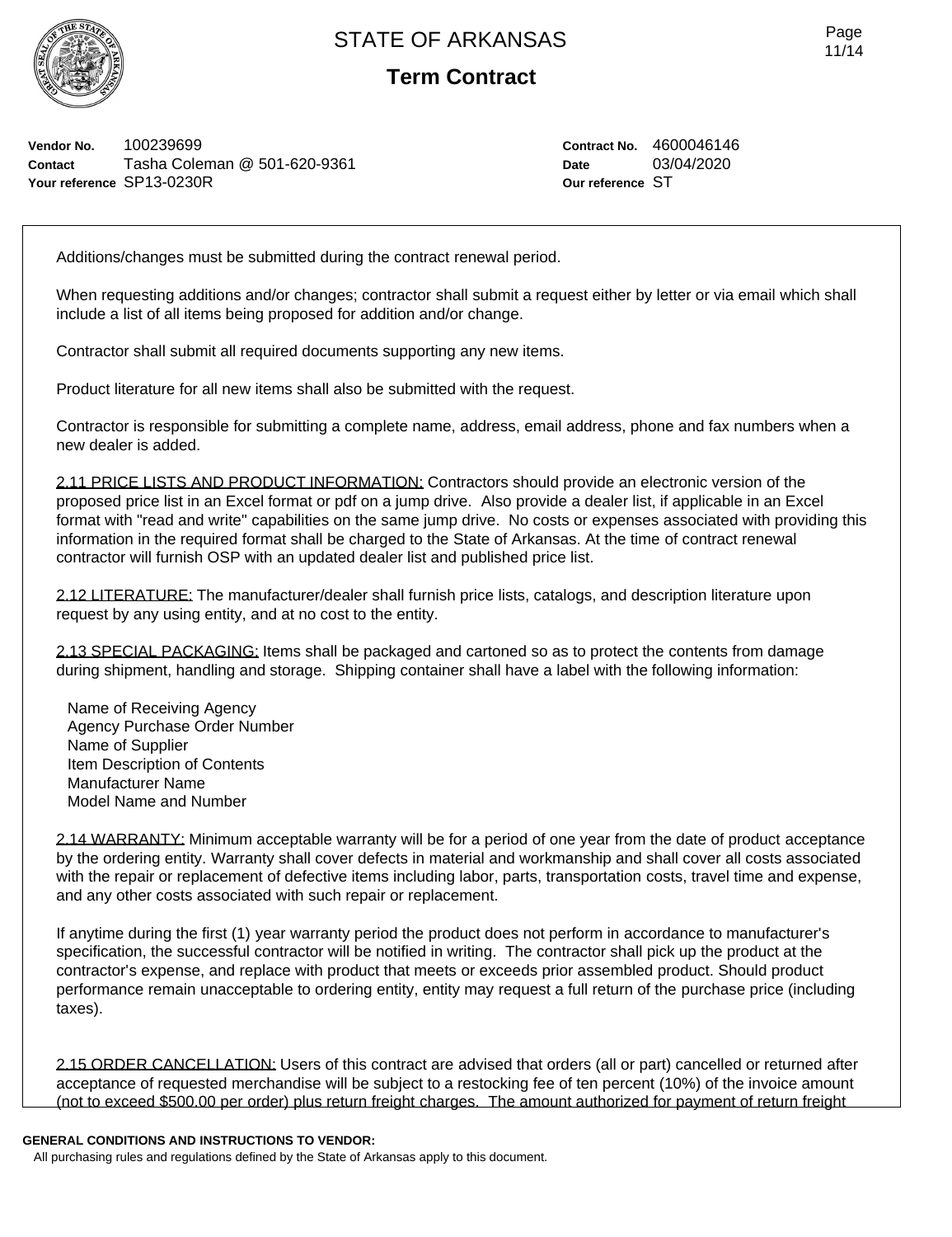**Vendor No.** 100239699
**Contact** Tasha Coleman @ 501-620-9361
**Your reference** SP13-0230R

**Contract No.** 4600046146
**Date** 03/04/2020
**Our reference** ST

Additions/changes must be submitted during the contract renewal period.

When requesting additions and/or changes; contractor shall submit a request either by letter or via email which shall include a list of all items being proposed for addition and/or change.

Contractor shall submit all required documents supporting any new items.

Product literature for all new items shall also be submitted with the request.

Contractor is responsible for submitting a complete name, address, email address, phone and fax numbers when a new dealer is added.

2.11 PRICE LISTS AND PRODUCT INFORMATION: Contractors should provide an electronic version of the proposed price list in an Excel format or pdf on a jump drive. Also provide a dealer list, if applicable in an Excel format with "read and write" capabilities on the same jump drive. No costs or expenses associated with providing this information in the required format shall be charged to the State of Arkansas. At the time of contract renewal contractor will furnish OSP with an updated dealer list and published price list.

2.12 LITERATURE: The manufacturer/dealer shall furnish price lists, catalogs, and description literature upon request by any using entity, and at no cost to the entity.

2.13 SPECIAL PACKAGING: Items shall be packaged and cartoned so as to protect the contents from damage during shipment, handling and storage. Shipping container shall have a label with the following information:

Name of Receiving Agency
Agency Purchase Order Number
Name of Supplier
Item Description of Contents
Manufacturer Name
Model Name and Number

2.14 WARRANTY: Minimum acceptable warranty will be for a period of one year from the date of product acceptance by the ordering entity. Warranty shall cover defects in material and workmanship and shall cover all costs associated with the repair or replacement of defective items including labor, parts, transportation costs, travel time and expense, and any other costs associated with such repair or replacement.

If anytime during the first (1) year warranty period the product does not perform in accordance to manufacturer's specification, the successful contractor will be notified in writing. The contractor shall pick up the product at the contractor's expense, and replace with product that meets or exceeds prior assembled product. Should product performance remain unacceptable to ordering entity, entity may request a full return of the purchase price (including taxes).

2.15 ORDER CANCELLATION: Users of this contract are advised that orders (all or part) cancelled or returned after acceptance of requested merchandise will be subject to a restocking fee of ten percent (10%) of the invoice amount (not to exceed $500.00 per order) plus return freight charges. The amount authorized for payment of return freight

**GENERAL CONDITIONS AND INSTRUCTIONS TO VENDOR:**
All purchasing rules and regulations defined by the State of Arkansas apply to this document.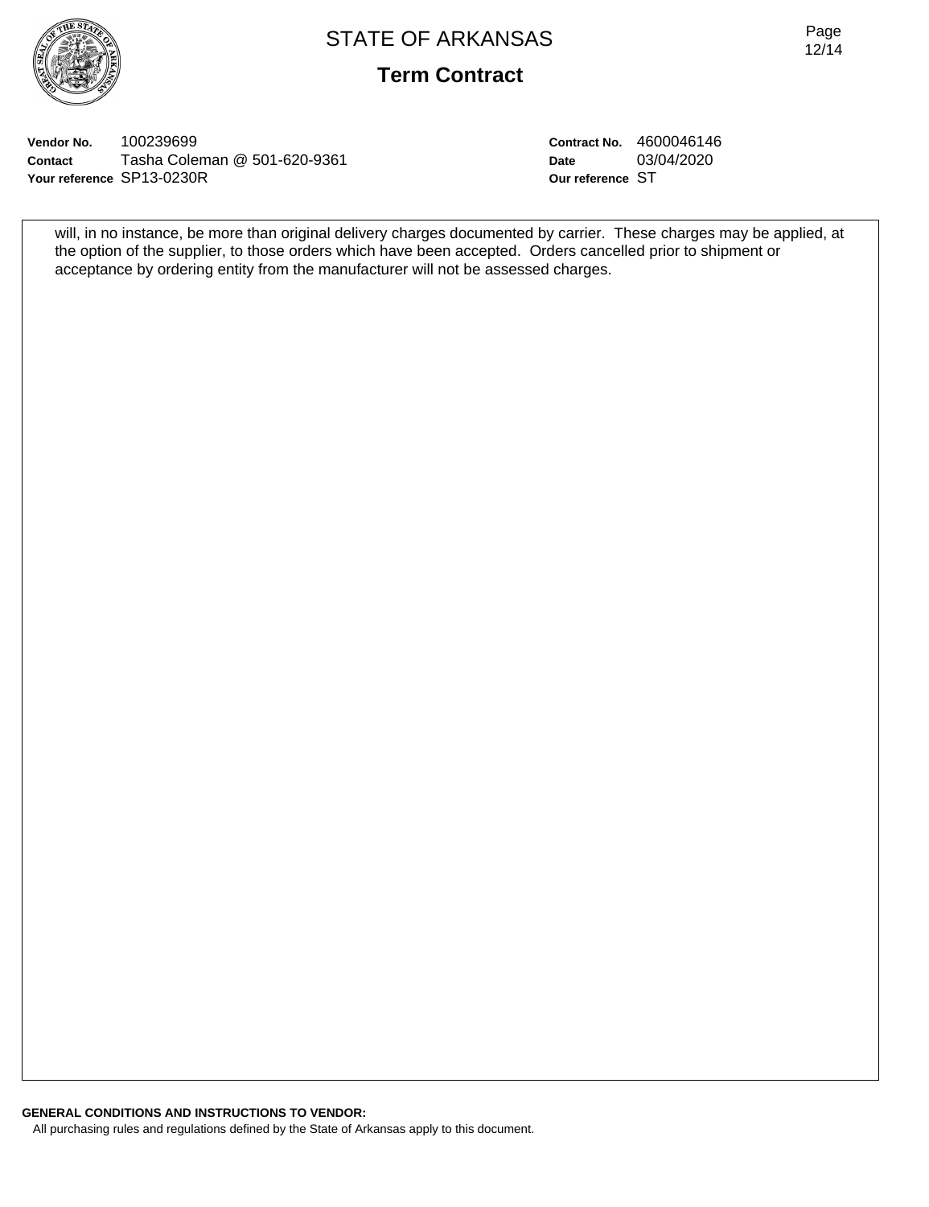**Vendor No.** 100239699
**Contact** Tasha Coleman @ 501-620-9361
**Your reference** SP13-0230R

**Contract No.** 4600046146
**Date** 03/04/2020
**Our reference** ST

will, in no instance, be more than original delivery charges documented by carrier. These charges may be applied, at the option of the supplier, to those orders which have been accepted. Orders cancelled prior to shipment or acceptance by ordering entity from the manufacturer will not be assessed charges.

**GENERAL CONDITIONS AND INSTRUCTIONS TO VENDOR:**

All purchasing rules and regulations defined by the State of Arkansas apply to this document.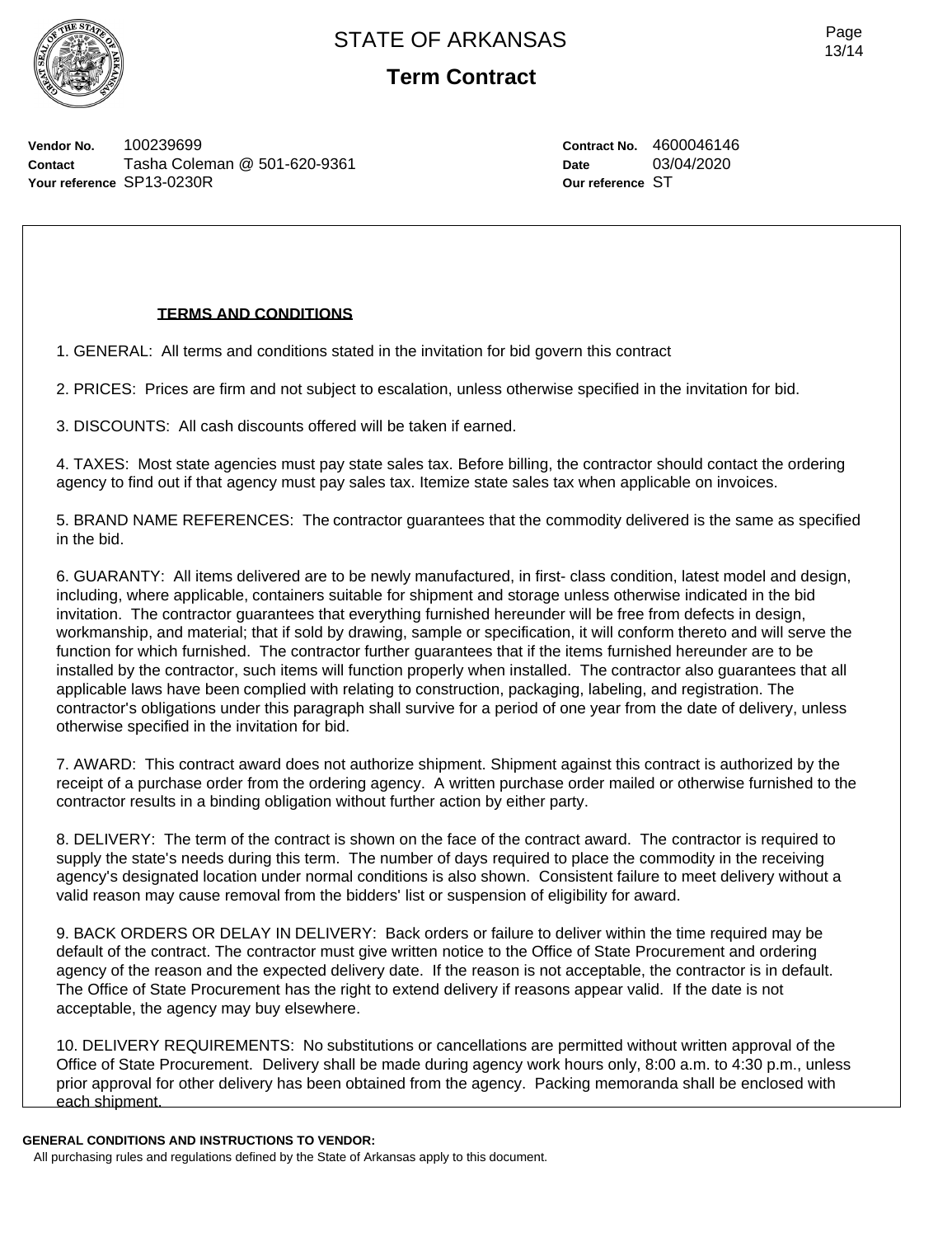# STATE OF ARKANSAS

## Term Contract

**Vendor No.** 100239699
**Contact** Tasha Coleman @ 501-620-9361
**Your reference** SP13-0230R

**Contract No.** 4600046146
**Date** 03/04/2020
**Our reference** ST

**TERMS AND CONDITIONS**

1. GENERAL: All terms and conditions stated in the invitation for bid govern this contract

2. PRICES: Prices are firm and not subject to escalation, unless otherwise specified in the invitation for bid.

3. DISCOUNTS: All cash discounts offered will be taken if earned.

4. TAXES: Most state agencies must pay state sales tax. Before billing, the contractor should contact the ordering agency to find out if that agency must pay sales tax. Itemize state sales tax when applicable on invoices.

5. BRAND NAME REFERENCES: The contractor guarantees that the commodity delivered is the same as specified in the bid.

6. GUARANTY: All items delivered are to be newly manufactured, in first- class condition, latest model and design, including, where applicable, containers suitable for shipment and storage unless otherwise indicated in the bid invitation. The contractor guarantees that everything furnished hereunder will be free from defects in design, workmanship, and material; that if sold by drawing, sample or specification, it will conform thereto and will serve the function for which furnished. The contractor further guarantees that if the items furnished hereunder are to be installed by the contractor, such items will function properly when installed. The contractor also guarantees that all applicable laws have been complied with relating to construction, packaging, labeling, and registration. The contractor's obligations under this paragraph shall survive for a period of one year from the date of delivery, unless otherwise specified in the invitation for bid.

7. AWARD: This contract award does not authorize shipment. Shipment against this contract is authorized by the receipt of a purchase order from the ordering agency. A written purchase order mailed or otherwise furnished to the contractor results in a binding obligation without further action by either party.

8. DELIVERY: The term of the contract is shown on the face of the contract award. The contractor is required to supply the state's needs during this term. The number of days required to place the commodity in the receiving agency's designated location under normal conditions is also shown. Consistent failure to meet delivery without a valid reason may cause removal from the bidders' list or suspension of eligibility for award.

9. BACK ORDERS OR DELAY IN DELIVERY: Back orders or failure to deliver within the time required may be default of the contract. The contractor must give written notice to the Office of State Procurement and ordering agency of the reason and the expected delivery date. If the reason is not acceptable, the contractor is in default. The Office of State Procurement has the right to extend delivery if reasons appear valid. If the date is not acceptable, the agency may buy elsewhere.

10. DELIVERY REQUIREMENTS: No substitutions or cancellations are permitted without written approval of the Office of State Procurement. Delivery shall be made during agency work hours only, 8:00 a.m. to 4:30 p.m., unless prior approval for other delivery has been obtained from the agency. Packing memoranda shall be enclosed with each shipment.

**GENERAL CONDITIONS AND INSTRUCTIONS TO VENDOR:**

All purchasing rules and regulations defined by the State of Arkansas apply to this document.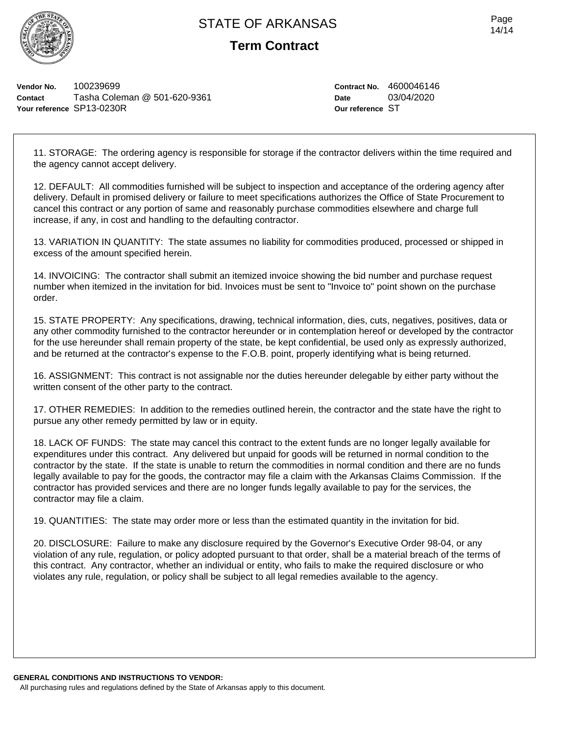# STATE OF ARKANSAS

## Term Contract

**Vendor No.** 100239699
**Contact** Tasha Coleman @ 501-620-9361
**Your reference** SP13-0230R

**Contract No.** 4600046146
**Date** 03/04/2020
**Our reference** ST

11. STORAGE: The ordering agency is responsible for storage if the contractor delivers within the time required and the agency cannot accept delivery.

12. DEFAULT: All commodities furnished will be subject to inspection and acceptance of the ordering agency after delivery. Default in promised delivery or failure to meet specifications authorizes the Office of State Procurement to cancel this contract or any portion of same and reasonably purchase commodities elsewhere and charge full increase, if any, in cost and handling to the defaulting contractor.

13. VARIATION IN QUANTITY: The state assumes no liability for commodities produced, processed or shipped in excess of the amount specified herein.

14. INVOICING: The contractor shall submit an itemized invoice showing the bid number and purchase request number when itemized in the invitation for bid. Invoices must be sent to "Invoice to" point shown on the purchase order.

15. STATE PROPERTY: Any specifications, drawing, technical information, dies, cuts, negatives, positives, data or any other commodity furnished to the contractor hereunder or in contemplation hereof or developed by the contractor for the use hereunder shall remain property of the state, be kept confidential, be used only as expressly authorized, and be returned at the contractor's expense to the F.O.B. point, properly identifying what is being returned.

16. ASSIGNMENT: This contract is not assignable nor the duties hereunder delegable by either party without the written consent of the other party to the contract.

17. OTHER REMEDIES: In addition to the remedies outlined herein, the contractor and the state have the right to pursue any other remedy permitted by law or in equity.

18. LACK OF FUNDS: The state may cancel this contract to the extent funds are no longer legally available for expenditures under this contract. Any delivered but unpaid for goods will be returned in normal condition to the contractor by the state. If the state is unable to return the commodities in normal condition and there are no funds legally available to pay for the goods, the contractor may file a claim with the Arkansas Claims Commission. If the contractor has provided services and there are no longer funds legally available to pay for the services, the contractor may file a claim.

19. QUANTITIES: The state may order more or less than the estimated quantity in the invitation for bid.

20. DISCLOSURE: Failure to make any disclosure required by the Governor's Executive Order 98-04, or any violation of any rule, regulation, or policy adopted pursuant to that order, shall be a material breach of the terms of this contract. Any contractor, whether an individual or entity, who fails to make the required disclosure or who violates any rule, regulation, or policy shall be subject to all legal remedies available to the agency.

**GENERAL CONDITIONS AND INSTRUCTIONS TO VENDOR:**
All purchasing rules and regulations defined by the State of Arkansas apply to this document.